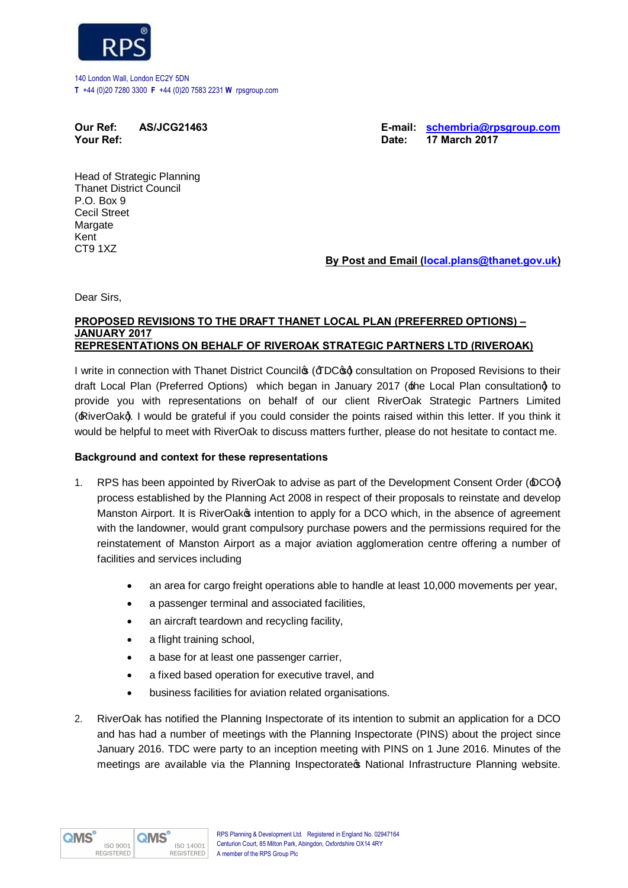140 London Wall, London EC2Y 5DN
**T** +44 (0)20 7280 3300 **F** +44 (0)20 7583 2231 **W** rpsgroup.com

**Our Ref:** **AS/JCG21463**
**Your Ref:**

**E-mail:** **schembria@rpsgroup.com**
**Date:** **17 March 2017**

Head of Strategic Planning
Thanet District Council
P.O. Box 9
Cecil Street
Margate
Kent
CT9 1XZ

**By Post and Email (local.plans@thanet.gov.uk)**

Dear Sirs,

**PROPOSED REVISIONS TO THE DRAFT THANET LOCAL PLAN (PREFERRED OPTIONS) – JANUARY 2017**
**REPRESENTATIONS ON BEHALF OF RIVEROAK STRATEGIC PARTNERS LTD (RIVEROAK)**

I write in connection with Thanet District Council's ('TDC's') consultation on Proposed Revisions to their draft Local Plan (Preferred Options) which began in January 2017 ('the Local Plan consultation') to provide you with representations on behalf of our client RiverOak Strategic Partners Limited ('RiverOak'). I would be grateful if you could consider the points raised within this letter. If you think it would be helpful to meet with RiverOak to discuss matters further, please do not hesitate to contact me.

**Background and context for these representations**

1. RPS has been appointed by RiverOak to advise as part of the Development Consent Order ('DCO') process established by the Planning Act 2008 in respect of their proposals to reinstate and develop Manston Airport. It is RiverOak's intention to apply for a DCO which, in the absence of agreement with the landowner, would grant compulsory purchase powers and the permissions required for the reinstatement of Manston Airport as a major aviation agglomeration centre offering a number of facilities and services including

    - an area for cargo freight operations able to handle at least 10,000 movements per year,
    - a passenger terminal and associated facilities,
    - an aircraft teardown and recycling facility,
    - a flight training school,
    - a base for at least one passenger carrier,
    - a fixed based operation for executive travel, and
    - business facilities for aviation related organisations.

2. RiverOak has notified the Planning Inspectorate of its intention to submit an application for a DCO and has had a number of meetings with the Planning Inspectorate (PINS) about the project since January 2016. TDC were party to an inception meeting with PINS on 1 June 2016. Minutes of the meetings are available via the Planning Inspectorate's National Infrastructure Planning website.

RPS Planning & Development Ltd. Registered in England No. 02947164
Centurion Court, 85 Milton Park, Abingdon, Oxfordshire OX14 4RY
A member of the RPS Group Plc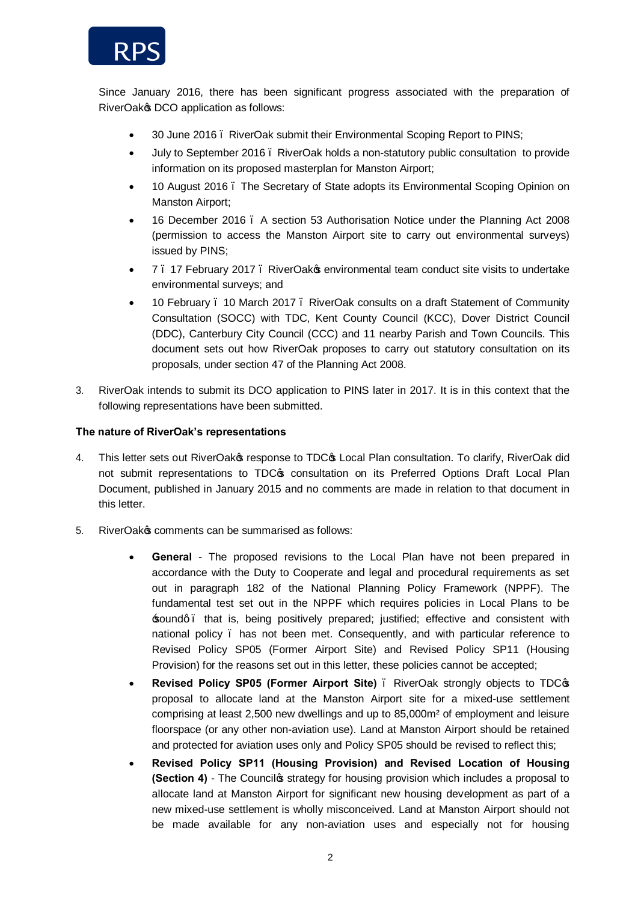Since January 2016, there has been significant progress associated with the preparation of RiverOak's DCO application as follows:

- 30 June 2016 – RiverOak submit their Environmental Scoping Report to PINS;
- July to September 2016 – RiverOak holds a non-statutory public consultation to provide information on its proposed masterplan for Manston Airport;
- 10 August 2016 – The Secretary of State adopts its Environmental Scoping Opinion on Manston Airport;
- 16 December 2016 – A section 53 Authorisation Notice under the Planning Act 2008 (permission to access the Manston Airport site to carry out environmental surveys) issued by PINS;
- 7 – 17 February 2017 – RiverOak's environmental team conduct site visits to undertake environmental surveys; and
- 10 February – 10 March 2017 – RiverOak consults on a draft Statement of Community Consultation (SOCC) with TDC, Kent County Council (KCC), Dover District Council (DDC), Canterbury City Council (CCC) and 11 nearby Parish and Town Councils. This document sets out how RiverOak proposes to carry out statutory consultation on its proposals, under section 47 of the Planning Act 2008.

3. RiverOak intends to submit its DCO application to PINS later in 2017. It is in this context that the following representations have been submitted.

**The nature of RiverOak's representations**

4. This letter sets out RiverOak's response to TDC's Local Plan consultation. To clarify, RiverOak did not submit representations to TDC's consultation on its Preferred Options Draft Local Plan Document, published in January 2015 and no comments are made in relation to that document in this letter.

5. RiverOak's comments can be summarised as follows:

   - **General** - The proposed revisions to the Local Plan have not been prepared in accordance with the Duty to Cooperate and legal and procedural requirements as set out in paragraph 182 of the National Planning Policy Framework (NPPF). The fundamental test set out in the NPPF which requires policies in Local Plans to be 'sound' – that is, being positively prepared; justified; effective and consistent with national policy – has not been met. Consequently, and with particular reference to Revised Policy SP05 (Former Airport Site) and Revised Policy SP11 (Housing Provision) for the reasons set out in this letter, these policies cannot be accepted;
   - **Revised Policy SP05 (Former Airport Site)** – RiverOak strongly objects to TDC's proposal to allocate land at the Manston Airport site for a mixed-use settlement comprising at least 2,500 new dwellings and up to 85,000m² of employment and leisure floorspace (or any other non-aviation use). Land at Manston Airport should be retained and protected for aviation uses only and Policy SP05 should be revised to reflect this;
   - **Revised Policy SP11 (Housing Provision) and Revised Location of Housing (Section 4)** - The Council's strategy for housing provision which includes a proposal to allocate land at Manston Airport for significant new housing development as part of a new mixed-use settlement is wholly misconceived. Land at Manston Airport should not be made available for any non-aviation uses and especially not for housing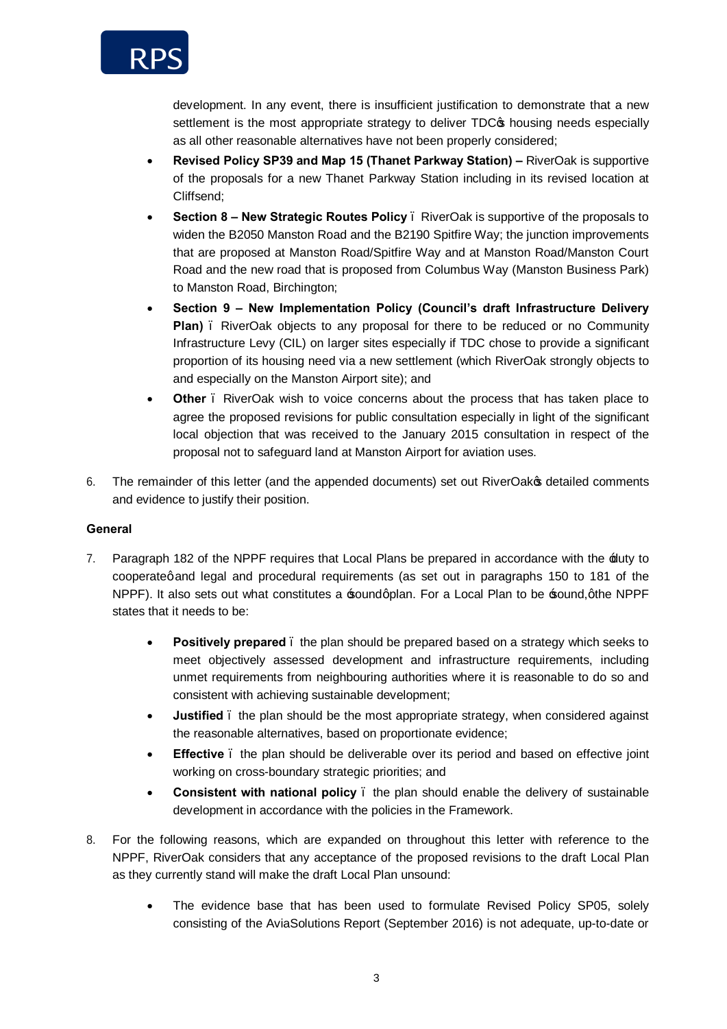development. In any event, there is insufficient justification to demonstrate that a new settlement is the most appropriate strategy to deliver TDC's housing needs especially as all other reasonable alternatives have not been properly considered;

- **Revised Policy SP39 and Map 15 (Thanet Parkway Station) –** RiverOak is supportive of the proposals for a new Thanet Parkway Station including in its revised location at Cliffsend;
- **Section 8 – New Strategic Routes Policy** – RiverOak is supportive of the proposals to widen the B2050 Manston Road and the B2190 Spitfire Way; the junction improvements that are proposed at Manston Road/Spitfire Way and at Manston Road/Manston Court Road and the new road that is proposed from Columbus Way (Manston Business Park) to Manston Road, Birchington;
- **Section 9 – New Implementation Policy (Council's draft Infrastructure Delivery Plan)** – RiverOak objects to any proposal for there to be reduced or no Community Infrastructure Levy (CIL) on larger sites especially if TDC chose to provide a significant proportion of its housing need via a new settlement (which RiverOak strongly objects to and especially on the Manston Airport site); and
- **Other** – RiverOak wish to voice concerns about the process that has taken place to agree the proposed revisions for public consultation especially in light of the significant local objection that was received to the January 2015 consultation in respect of the proposal not to safeguard land at Manston Airport for aviation uses.

6. The remainder of this letter (and the appended documents) set out RiverOak's detailed comments and evidence to justify their position.

**General**

7. Paragraph 182 of the NPPF requires that Local Plans be prepared in accordance with the 'duty to cooperate' and legal and procedural requirements (as set out in paragraphs 150 to 181 of the NPPF). It also sets out what constitutes a 'sound' plan. For a Local Plan to be 'sound,' the NPPF states that it needs to be:

   - **Positively prepared** – the plan should be prepared based on a strategy which seeks to meet objectively assessed development and infrastructure requirements, including unmet requirements from neighbouring authorities where it is reasonable to do so and consistent with achieving sustainable development;
   - **Justified** – the plan should be the most appropriate strategy, when considered against the reasonable alternatives, based on proportionate evidence;
   - **Effective** – the plan should be deliverable over its period and based on effective joint working on cross-boundary strategic priorities; and
   - **Consistent with national policy** – the plan should enable the delivery of sustainable development in accordance with the policies in the Framework.

8. For the following reasons, which are expanded on throughout this letter with reference to the NPPF, RiverOak considers that any acceptance of the proposed revisions to the draft Local Plan as they currently stand will make the draft Local Plan unsound:

   - The evidence base that has been used to formulate Revised Policy SP05, solely consisting of the AviaSolutions Report (September 2016) is not adequate, up-to-date or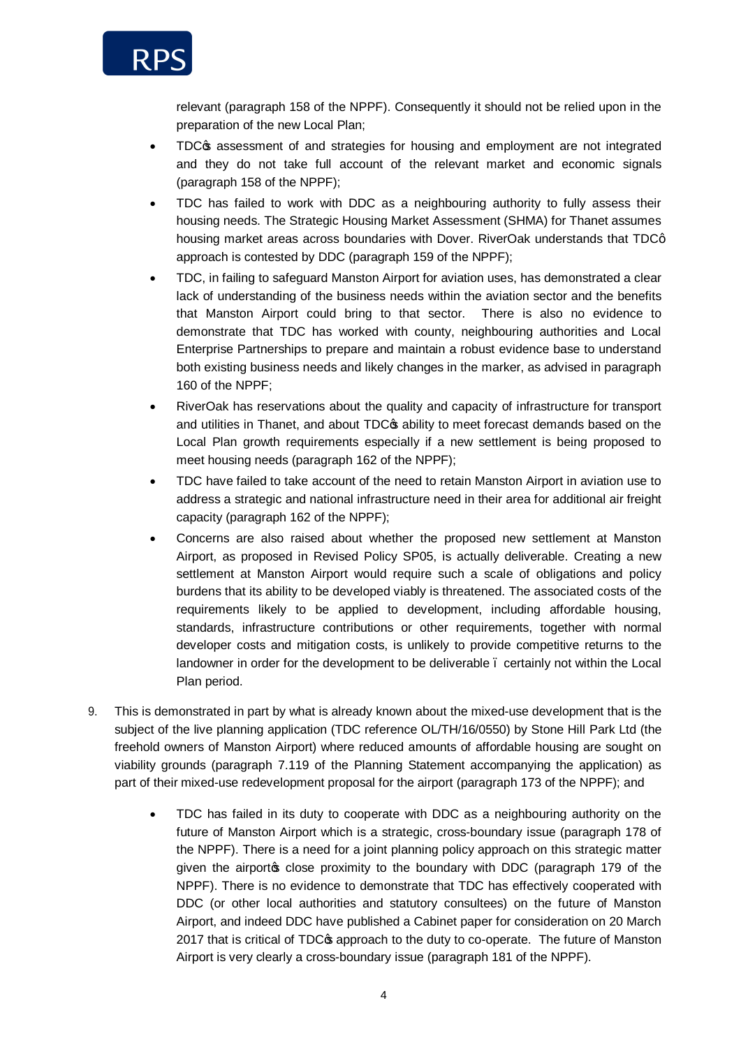relevant (paragraph 158 of the NPPF). Consequently it should not be relied upon in the preparation of the new Local Plan;

- TDC's assessment of and strategies for housing and employment are not integrated and they do not take full account of the relevant market and economic signals (paragraph 158 of the NPPF);
- TDC has failed to work with DDC as a neighbouring authority to fully assess their housing needs. The Strategic Housing Market Assessment (SHMA) for Thanet assumes housing market areas across boundaries with Dover. RiverOak understands that TDC' approach is contested by DDC (paragraph 159 of the NPPF);
- TDC, in failing to safeguard Manston Airport for aviation uses, has demonstrated a clear lack of understanding of the business needs within the aviation sector and the benefits that Manston Airport could bring to that sector. There is also no evidence to demonstrate that TDC has worked with county, neighbouring authorities and Local Enterprise Partnerships to prepare and maintain a robust evidence base to understand both existing business needs and likely changes in the marker, as advised in paragraph 160 of the NPPF;
- RiverOak has reservations about the quality and capacity of infrastructure for transport and utilities in Thanet, and about TDC's ability to meet forecast demands based on the Local Plan growth requirements especially if a new settlement is being proposed to meet housing needs (paragraph 162 of the NPPF);
- TDC have failed to take account of the need to retain Manston Airport in aviation use to address a strategic and national infrastructure need in their area for additional air freight capacity (paragraph 162 of the NPPF);
- Concerns are also raised about whether the proposed new settlement at Manston Airport, as proposed in Revised Policy SP05, is actually deliverable. Creating a new settlement at Manston Airport would require such a scale of obligations and policy burdens that its ability to be developed viably is threatened. The associated costs of the requirements likely to be applied to development, including affordable housing, standards, infrastructure contributions or other requirements, together with normal developer costs and mitigation costs, is unlikely to provide competitive returns to the landowner in order for the development to be deliverable – certainly not within the Local Plan period.

9. This is demonstrated in part by what is already known about the mixed-use development that is the subject of the live planning application (TDC reference OL/TH/16/0550) by Stone Hill Park Ltd (the freehold owners of Manston Airport) where reduced amounts of affordable housing are sought on viability grounds (paragraph 7.119 of the Planning Statement accompanying the application) as part of their mixed-use redevelopment proposal for the airport (paragraph 173 of the NPPF); and

   - TDC has failed in its duty to cooperate with DDC as a neighbouring authority on the future of Manston Airport which is a strategic, cross-boundary issue (paragraph 178 of the NPPF). There is a need for a joint planning policy approach on this strategic matter given the airport's close proximity to the boundary with DDC (paragraph 179 of the NPPF). There is no evidence to demonstrate that TDC has effectively cooperated with DDC (or other local authorities and statutory consultees) on the future of Manston Airport, and indeed DDC have published a Cabinet paper for consideration on 20 March 2017 that is critical of TDC's approach to the duty to co-operate. The future of Manston Airport is very clearly a cross-boundary issue (paragraph 181 of the NPPF).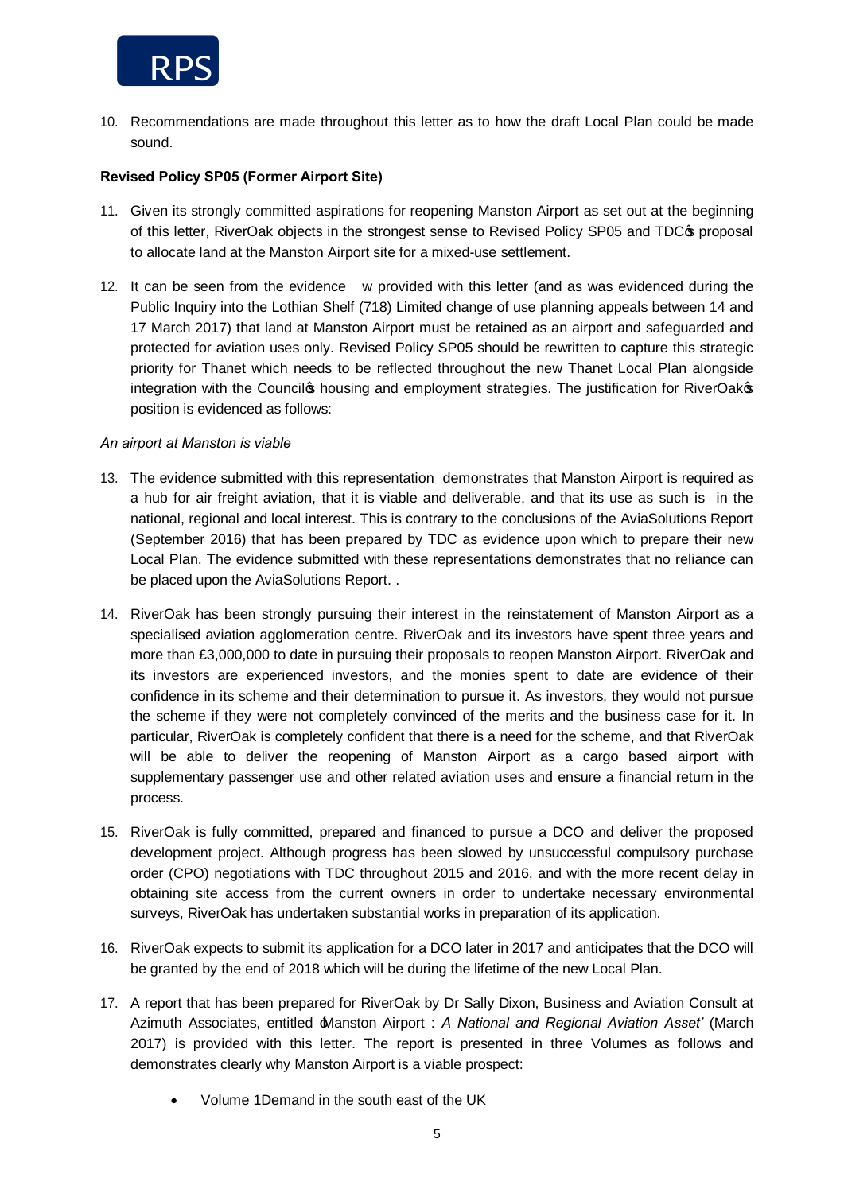10. Recommendations are made throughout this letter as to how the draft Local Plan could be made sound.

**Revised Policy SP05 (Former Airport Site)**

11. Given its strongly committed aspirations for reopening Manston Airport as set out at the beginning of this letter, RiverOak objects in the strongest sense to Revised Policy SP05 and TDC's proposal to allocate land at the Manston Airport site for a mixed-use settlement.

12. It can be seen from the evidence w provided with this letter (and as was evidenced during the Public Inquiry into the Lothian Shelf (718) Limited change of use planning appeals between 14 and 17 March 2017) that land at Manston Airport must be retained as an airport and safeguarded and protected for aviation uses only. Revised Policy SP05 should be rewritten to capture this strategic priority for Thanet which needs to be reflected throughout the new Thanet Local Plan alongside integration with the Council's housing and employment strategies. The justification for RiverOak's position is evidenced as follows:

*An airport at Manston is viable*

13. The evidence submitted with this representation demonstrates that Manston Airport is required as a hub for air freight aviation, that it is viable and deliverable, and that its use as such is in the national, regional and local interest. This is contrary to the conclusions of the AviaSolutions Report (September 2016) that has been prepared by TDC as evidence upon which to prepare their new Local Plan. The evidence submitted with these representations demonstrates that no reliance can be placed upon the AviaSolutions Report. .

14. RiverOak has been strongly pursuing their interest in the reinstatement of Manston Airport as a specialised aviation agglomeration centre. RiverOak and its investors have spent three years and more than £3,000,000 to date in pursuing their proposals to reopen Manston Airport. RiverOak and its investors are experienced investors, and the monies spent to date are evidence of their confidence in its scheme and their determination to pursue it. As investors, they would not pursue the scheme if they were not completely convinced of the merits and the business case for it. In particular, RiverOak is completely confident that there is a need for the scheme, and that RiverOak will be able to deliver the reopening of Manston Airport as a cargo based airport with supplementary passenger use and other related aviation uses and ensure a financial return in the process.

15. RiverOak is fully committed, prepared and financed to pursue a DCO and deliver the proposed development project. Although progress has been slowed by unsuccessful compulsory purchase order (CPO) negotiations with TDC throughout 2015 and 2016, and with the more recent delay in obtaining site access from the current owners in order to undertake necessary environmental surveys, RiverOak has undertaken substantial works in preparation of its application.

16. RiverOak expects to submit its application for a DCO later in 2017 and anticipates that the DCO will be granted by the end of 2018 which will be during the lifetime of the new Local Plan.

17. A report that has been prepared for RiverOak by Dr Sally Dixon, Business and Aviation Consult at Azimuth Associates, entitled 'Manston Airport : *A National and Regional Aviation Asset'* (March 2017) is provided with this letter. The report is presented in three Volumes as follows and demonstrates clearly why Manston Airport is a viable prospect:

    - Volume 1Demand in the south east of the UK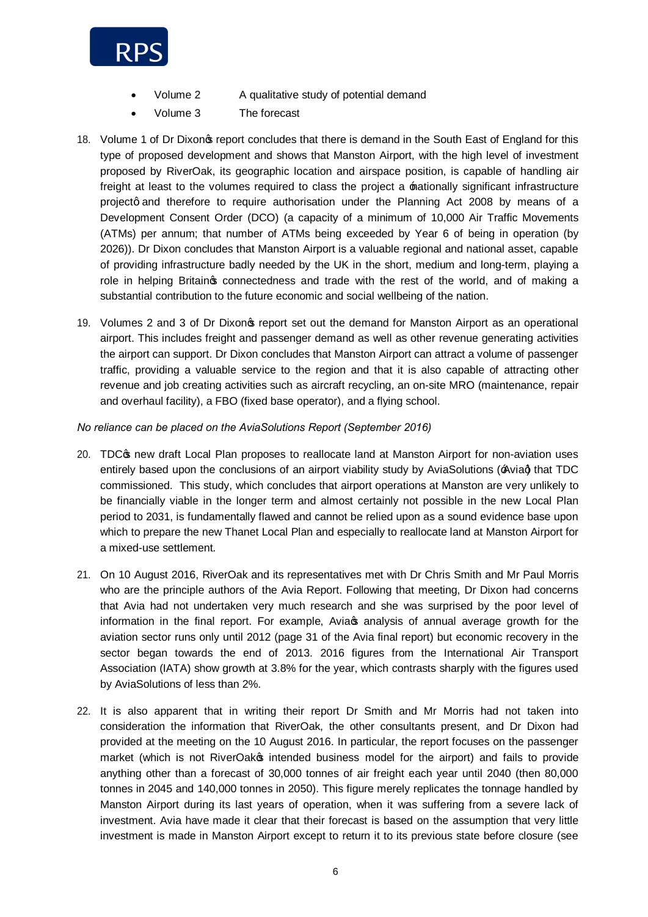- Volume 2 A qualitative study of potential demand
- Volume 3 The forecast

18. Volume 1 of Dr Dixon's report concludes that there is demand in the South East of England for this type of proposed development and shows that Manston Airport, with the high level of investment proposed by RiverOak, its geographic location and airspace position, is capable of handling air freight at least to the volumes required to class the project a 'nationally significant infrastructure project' and therefore to require authorisation under the Planning Act 2008 by means of a Development Consent Order (DCO) (a capacity of a minimum of 10,000 Air Traffic Movements (ATMs) per annum; that number of ATMs being exceeded by Year 6 of being in operation (by 2026)). Dr Dixon concludes that Manston Airport is a valuable regional and national asset, capable of providing infrastructure badly needed by the UK in the short, medium and long-term, playing a role in helping Britain's connectedness and trade with the rest of the world, and of making a substantial contribution to the future economic and social wellbeing of the nation.

19. Volumes 2 and 3 of Dr Dixon's report set out the demand for Manston Airport as an operational airport. This includes freight and passenger demand as well as other revenue generating activities the airport can support. Dr Dixon concludes that Manston Airport can attract a volume of passenger traffic, providing a valuable service to the region and that it is also capable of attracting other revenue and job creating activities such as aircraft recycling, an on-site MRO (maintenance, repair and overhaul facility), a FBO (fixed base operator), and a flying school.

*No reliance can be placed on the AviaSolutions Report (September 2016)*

20. TDC's new draft Local Plan proposes to reallocate land at Manston Airport for non-aviation uses entirely based upon the conclusions of an airport viability study by AviaSolutions ('Avia') that TDC commissioned. This study, which concludes that airport operations at Manston are very unlikely to be financially viable in the longer term and almost certainly not possible in the new Local Plan period to 2031, is fundamentally flawed and cannot be relied upon as a sound evidence base upon which to prepare the new Thanet Local Plan and especially to reallocate land at Manston Airport for a mixed-use settlement.

21. On 10 August 2016, RiverOak and its representatives met with Dr Chris Smith and Mr Paul Morris who are the principle authors of the Avia Report. Following that meeting, Dr Dixon had concerns that Avia had not undertaken very much research and she was surprised by the poor level of information in the final report. For example, Avia's analysis of annual average growth for the aviation sector runs only until 2012 (page 31 of the Avia final report) but economic recovery in the sector began towards the end of 2013. 2016 figures from the International Air Transport Association (IATA) show growth at 3.8% for the year, which contrasts sharply with the figures used by AviaSolutions of less than 2%.

22. It is also apparent that in writing their report Dr Smith and Mr Morris had not taken into consideration the information that RiverOak, the other consultants present, and Dr Dixon had provided at the meeting on the 10 August 2016. In particular, the report focuses on the passenger market (which is not RiverOak's intended business model for the airport) and fails to provide anything other than a forecast of 30,000 tonnes of air freight each year until 2040 (then 80,000 tonnes in 2045 and 140,000 tonnes in 2050). This figure merely replicates the tonnage handled by Manston Airport during its last years of operation, when it was suffering from a severe lack of investment. Avia have made it clear that their forecast is based on the assumption that very little investment is made in Manston Airport except to return it to its previous state before closure (see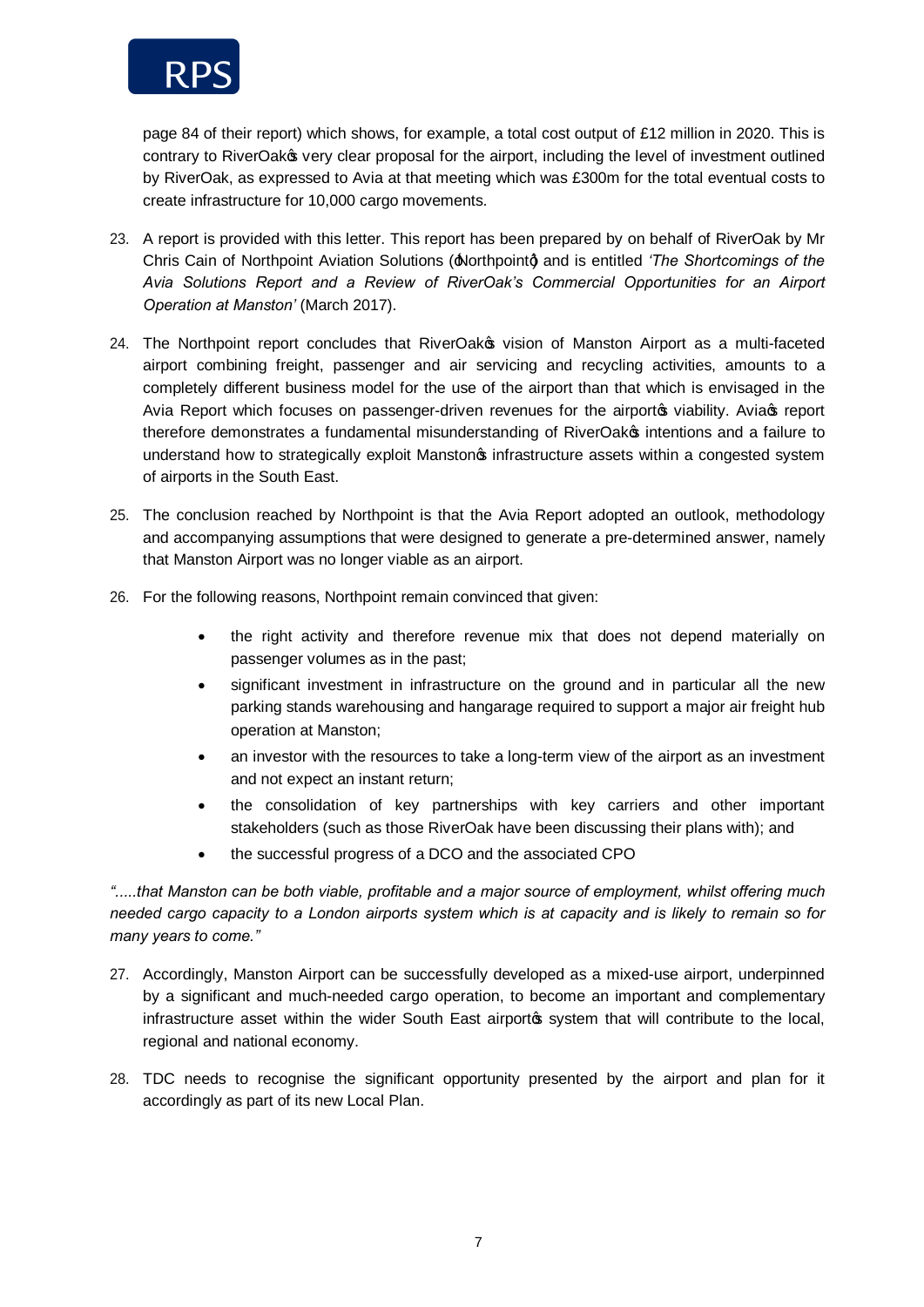page 84 of their report) which shows, for example, a total cost output of £12 million in 2020. This is contrary to RiverOak's very clear proposal for the airport, including the level of investment outlined by RiverOak, as expressed to Avia at that meeting which was £300m for the total eventual costs to create infrastructure for 10,000 cargo movements.

23. A report is provided with this letter. This report has been prepared by on behalf of RiverOak by Mr Chris Cain of Northpoint Aviation Solutions ('Northpoint') and is entitled *'The Shortcomings of the Avia Solutions Report and a Review of RiverOak's Commercial Opportunities for an Airport Operation at Manston'* (March 2017).

24. The Northpoint report concludes that RiverOak's vision of Manston Airport as a multi-faceted airport combining freight, passenger and air servicing and recycling activities, amounts to a completely different business model for the use of the airport than that which is envisaged in the Avia Report which focuses on passenger-driven revenues for the airport's viability. Avia's report therefore demonstrates a fundamental misunderstanding of RiverOak's intentions and a failure to understand how to strategically exploit Manston's infrastructure assets within a congested system of airports in the South East.

25. The conclusion reached by Northpoint is that the Avia Report adopted an outlook, methodology and accompanying assumptions that were designed to generate a pre-determined answer, namely that Manston Airport was no longer viable as an airport.

26. For the following reasons, Northpoint remain convinced that given:

    - the right activity and therefore revenue mix that does not depend materially on passenger volumes as in the past;
    - significant investment in infrastructure on the ground and in particular all the new parking stands warehousing and hangarage required to support a major air freight hub operation at Manston;
    - an investor with the resources to take a long-term view of the airport as an investment and not expect an instant return;
    - the consolidation of key partnerships with key carriers and other important stakeholders (such as those RiverOak have been discussing their plans with); and
    - the successful progress of a DCO and the associated CPO

*".....that Manston can be both viable, profitable and a major source of employment, whilst offering much needed cargo capacity to a London airports system which is at capacity and is likely to remain so for many years to come."*

27. Accordingly, Manston Airport can be successfully developed as a mixed-use airport, underpinned by a significant and much-needed cargo operation, to become an important and complementary infrastructure asset within the wider South East airport's system that will contribute to the local, regional and national economy.

28. TDC needs to recognise the significant opportunity presented by the airport and plan for it accordingly as part of its new Local Plan.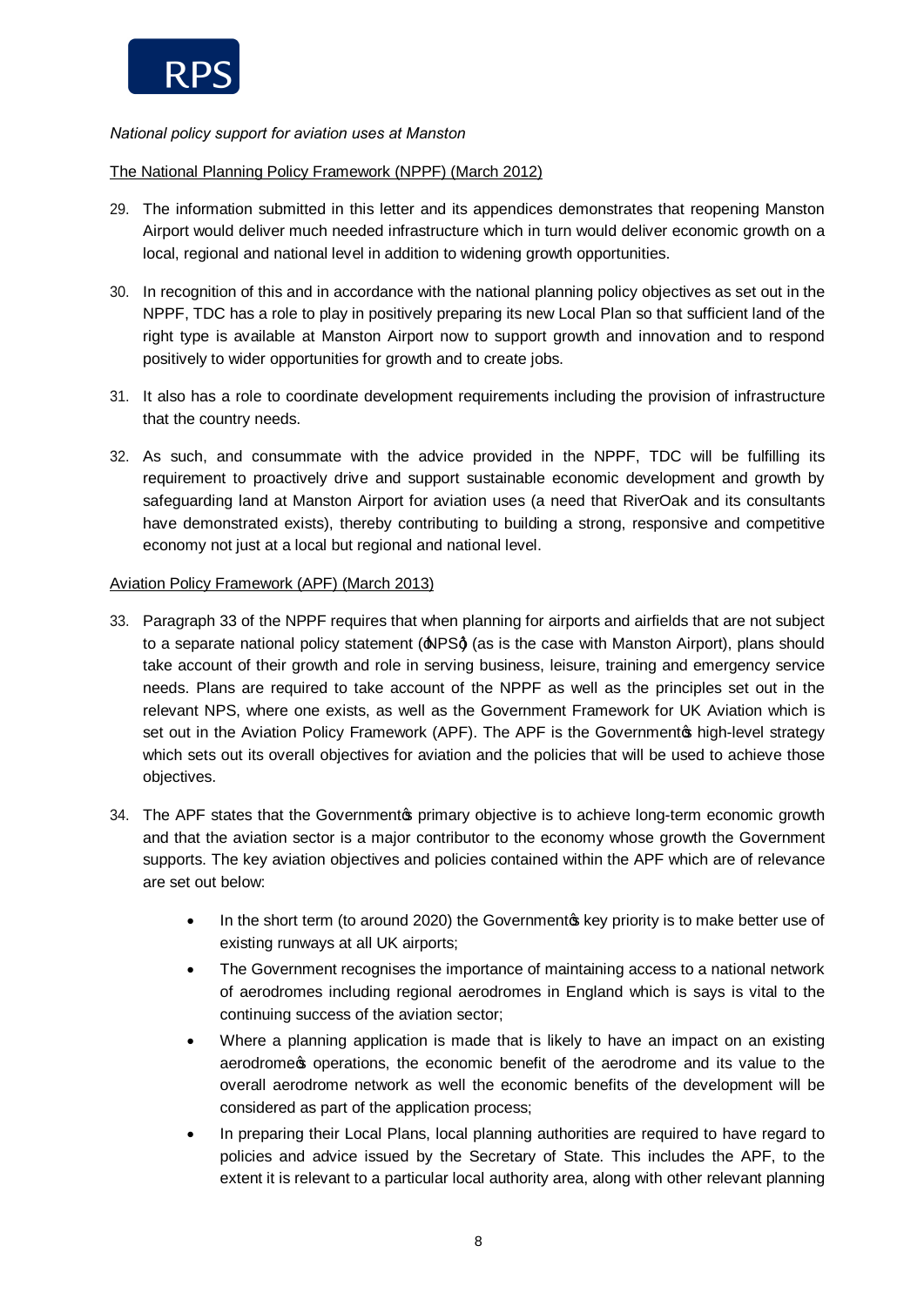*National policy support for aviation uses at Manston*

<u>The National Planning Policy Framework (NPPF) (March 2012)</u>

29. The information submitted in this letter and its appendices demonstrates that reopening Manston Airport would deliver much needed infrastructure which in turn would deliver economic growth on a local, regional and national level in addition to widening growth opportunities.

30. In recognition of this and in accordance with the national planning policy objectives as set out in the NPPF, TDC has a role to play in positively preparing its new Local Plan so that sufficient land of the right type is available at Manston Airport now to support growth and innovation and to respond positively to wider opportunities for growth and to create jobs.

31. It also has a role to coordinate development requirements including the provision of infrastructure that the country needs.

32. As such, and consummate with the advice provided in the NPPF, TDC will be fulfilling its requirement to proactively drive and support sustainable economic development and growth by safeguarding land at Manston Airport for aviation uses (a need that RiverOak and its consultants have demonstrated exists), thereby contributing to building a strong, responsive and competitive economy not just at a local but regional and national level.

<u>Aviation Policy Framework (APF) (March 2013)</u>

33. Paragraph 33 of the NPPF requires that when planning for airports and airfields that are not subject to a separate national policy statement ('NPS') (as is the case with Manston Airport), plans should take account of their growth and role in serving business, leisure, training and emergency service needs. Plans are required to take account of the NPPF as well as the principles set out in the relevant NPS, where one exists, as well as the Government Framework for UK Aviation which is set out in the Aviation Policy Framework (APF). The APF is the Government's high-level strategy which sets out its overall objectives for aviation and the policies that will be used to achieve those objectives.

34. The APF states that the Government's primary objective is to achieve long-term economic growth and that the aviation sector is a major contributor to the economy whose growth the Government supports. The key aviation objectives and policies contained within the APF which are of relevance are set out below:

    - In the short term (to around 2020) the Government's key priority is to make better use of existing runways at all UK airports;
    - The Government recognises the importance of maintaining access to a national network of aerodromes including regional aerodromes in England which is says is vital to the continuing success of the aviation sector;
    - Where a planning application is made that is likely to have an impact on an existing aerodrome's operations, the economic benefit of the aerodrome and its value to the overall aerodrome network as well the economic benefits of the development will be considered as part of the application process;
    - In preparing their Local Plans, local planning authorities are required to have regard to policies and advice issued by the Secretary of State. This includes the APF, to the extent it is relevant to a particular local authority area, along with other relevant planning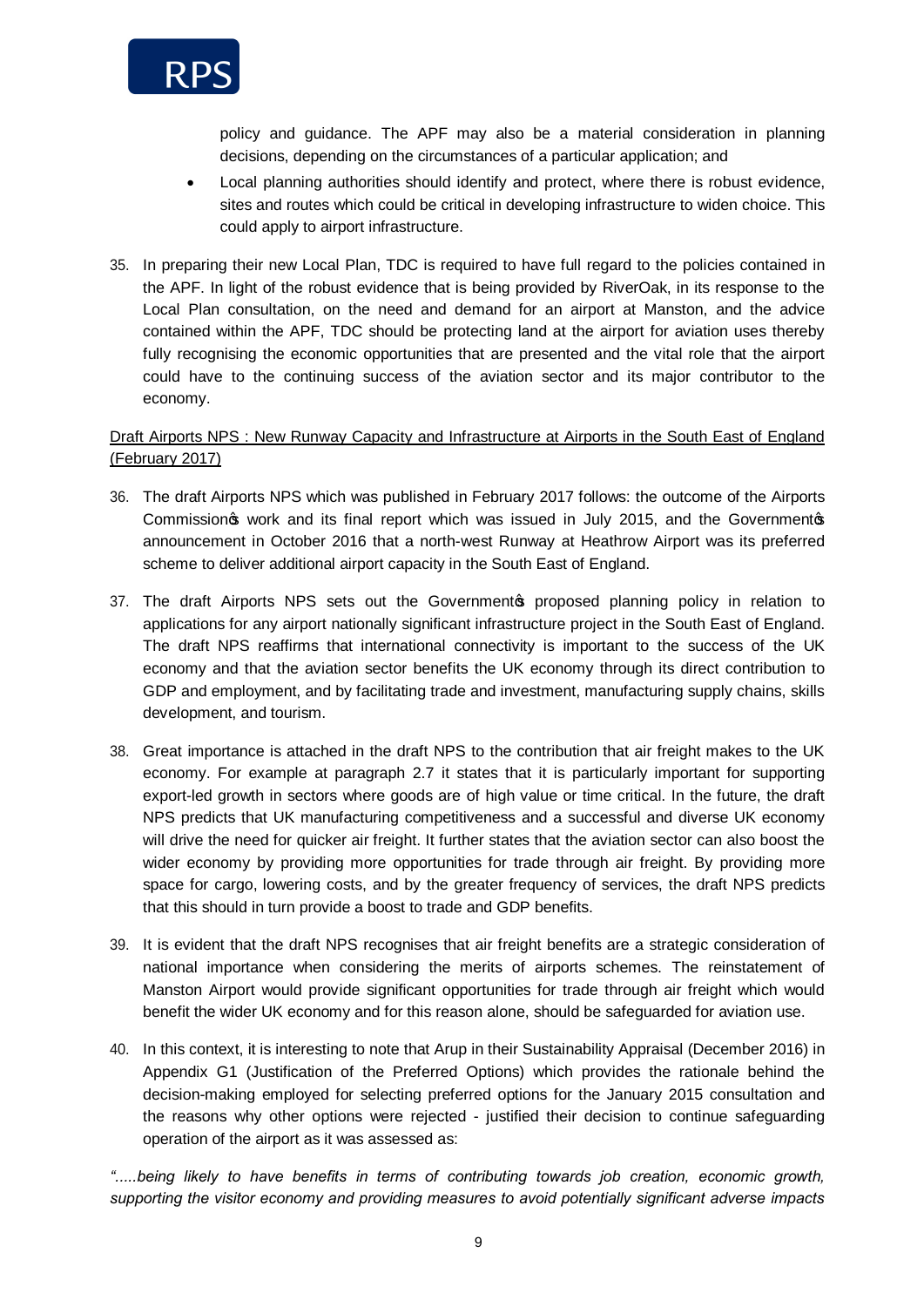policy and guidance. The APF may also be a material consideration in planning decisions, depending on the circumstances of a particular application; and

- Local planning authorities should identify and protect, where there is robust evidence, sites and routes which could be critical in developing infrastructure to widen choice. This could apply to airport infrastructure.

35. In preparing their new Local Plan, TDC is required to have full regard to the policies contained in the APF. In light of the robust evidence that is being provided by RiverOak, in its response to the Local Plan consultation, on the need and demand for an airport at Manston, and the advice contained within the APF, TDC should be protecting land at the airport for aviation uses thereby fully recognising the economic opportunities that are presented and the vital role that the airport could have to the continuing success of the aviation sector and its major contributor to the economy.

<u>Draft Airports NPS : New Runway Capacity and Infrastructure at Airports in the South East of England (February 2017)</u>

36. The draft Airports NPS which was published in February 2017 follows: the outcome of the Airports Commission's work and its final report which was issued in July 2015, and the Government's announcement in October 2016 that a north-west Runway at Heathrow Airport was its preferred scheme to deliver additional airport capacity in the South East of England.

37. The draft Airports NPS sets out the Government's proposed planning policy in relation to applications for any airport nationally significant infrastructure project in the South East of England. The draft NPS reaffirms that international connectivity is important to the success of the UK economy and that the aviation sector benefits the UK economy through its direct contribution to GDP and employment, and by facilitating trade and investment, manufacturing supply chains, skills development, and tourism.

38. Great importance is attached in the draft NPS to the contribution that air freight makes to the UK economy. For example at paragraph 2.7 it states that it is particularly important for supporting export-led growth in sectors where goods are of high value or time critical. In the future, the draft NPS predicts that UK manufacturing competitiveness and a successful and diverse UK economy will drive the need for quicker air freight. It further states that the aviation sector can also boost the wider economy by providing more opportunities for trade through air freight. By providing more space for cargo, lowering costs, and by the greater frequency of services, the draft NPS predicts that this should in turn provide a boost to trade and GDP benefits.

39. It is evident that the draft NPS recognises that air freight benefits are a strategic consideration of national importance when considering the merits of airports schemes. The reinstatement of Manston Airport would provide significant opportunities for trade through air freight which would benefit the wider UK economy and for this reason alone, should be safeguarded for aviation use.

40. In this context, it is interesting to note that Arup in their Sustainability Appraisal (December 2016) in Appendix G1 (Justification of the Preferred Options) which provides the rationale behind the decision-making employed for selecting preferred options for the January 2015 consultation and the reasons why other options were rejected - justified their decision to continue safeguarding operation of the airport as it was assessed as:

*".....being likely to have benefits in terms of contributing towards job creation, economic growth, supporting the visitor economy and providing measures to avoid potentially significant adverse impacts*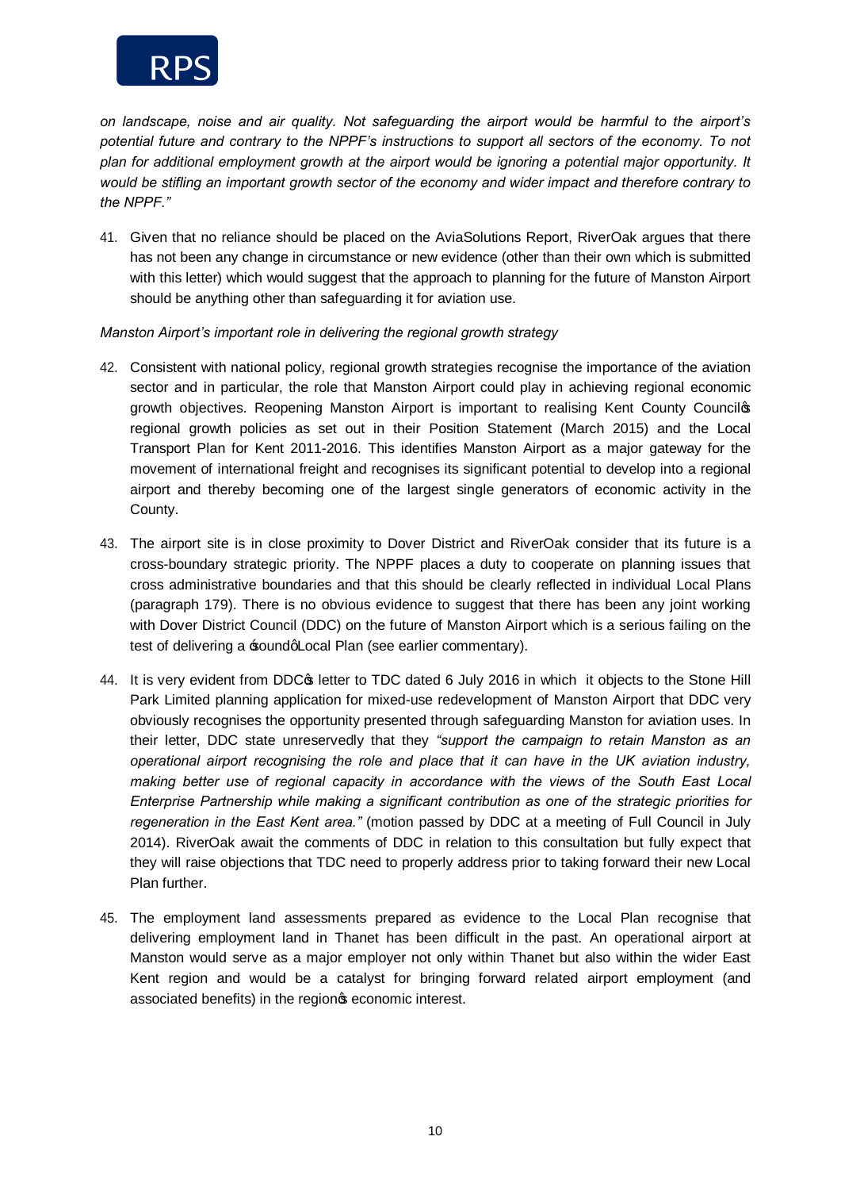*on landscape, noise and air quality. Not safeguarding the airport's potential future and contrary to the NPPF's instructions to support all sectors of the economy. To not plan for additional employment growth at the airport would be ignoring a potential major opportunity. It would be stifling an important growth sector of the economy and wider impact and therefore contrary to the NPPF."*

41. Given that no reliance should be placed on the AviaSolutions Report, RiverOak argues that there has not been any change in circumstance or new evidence (other than their own which is submitted with this letter) which would suggest that the approach to planning for the future of Manston Airport should be anything other than safeguarding it for aviation use.

*Manston Airport's important role in delivering the regional growth strategy*

42. Consistent with national policy, regional growth strategies recognise the importance of the aviation sector and in particular, the role that Manston Airport could play in achieving regional economic growth objectives. Reopening Manston Airport is important to realising Kent County Council's regional growth policies as set out in their Position Statement (March 2015) and the Local Transport Plan for Kent 2011-2016. This identifies Manston Airport as a major gateway for the movement of international freight and recognises its significant potential to develop into a regional airport and thereby becoming one of the largest single generators of economic activity in the County.

43. The airport site is in close proximity to Dover District and RiverOak consider that its future is a cross-boundary strategic priority. The NPPF places a duty to cooperate on planning issues that cross administrative boundaries and that this should be clearly reflected in individual Local Plans (paragraph 179). There is no obvious evidence to suggest that there has been any joint working with Dover District Council (DDC) on the future of Manston Airport which is a serious failing on the test of delivering a 'sound' Local Plan (see earlier commentary).

44. It is very evident from DDC's letter to TDC dated 6 July 2016 in which it objects to the Stone Hill Park Limited planning application for mixed-use redevelopment of Manston Airport that DDC very obviously recognises the opportunity presented through safeguarding Manston for aviation uses. In their letter, DDC state unreservedly that they *"support the campaign to retain Manston as an operational airport recognising the role and place that it can have in the UK aviation industry, making better use of regional capacity in accordance with the views of the South East Local Enterprise Partnership while making a significant contribution as one of the strategic priorities for regeneration in the East Kent area."* (motion passed by DDC at a meeting of Full Council in July 2014). RiverOak await the comments of DDC in relation to this consultation but fully expect that they will raise objections that TDC need to properly address prior to taking forward their new Local Plan further.

45. The employment land assessments prepared as evidence to the Local Plan recognise that delivering employment land in Thanet has been difficult in the past. An operational airport at Manston would serve as a major employer not only within Thanet but also within the wider East Kent region and would be a catalyst for bringing forward related airport employment (and associated benefits) in the region's economic interest.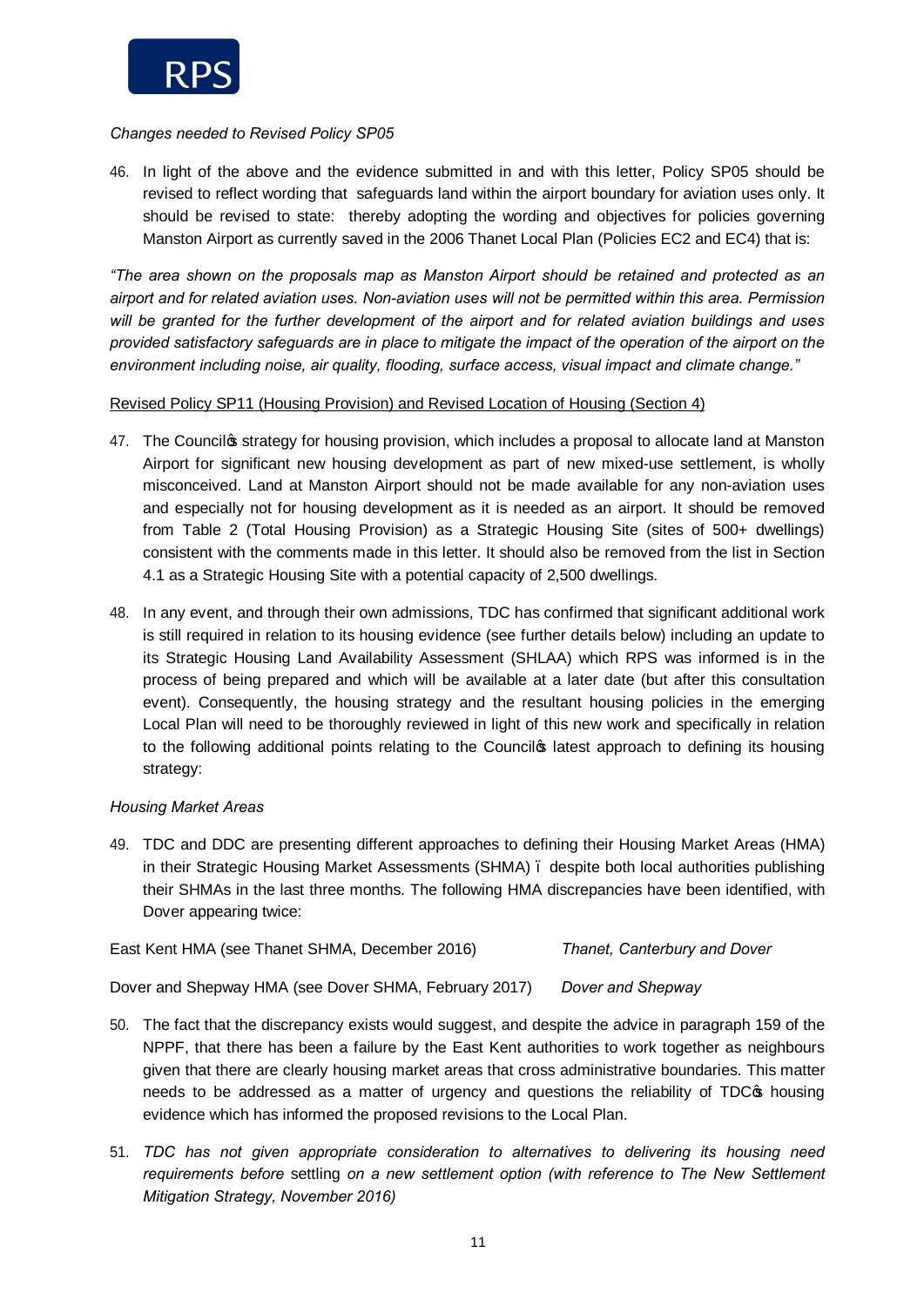*Changes needed to Revised Policy SP05*

46. In light of the above and the evidence submitted in and with this letter, Policy SP05 should be revised to reflect wording that safeguards land within the airport boundary for aviation uses only. It should be revised to state: thereby adopting the wording and objectives for policies governing Manston Airport as currently saved in the 2006 Thanet Local Plan (Policies EC2 and EC4) that is:

*"The area shown on the proposals map as Manston Airport should be retained and protected as an airport and for related aviation uses. Non-aviation uses will not be permitted within this area. Permission will be granted for the further development of the airport and for related aviation buildings and uses provided satisfactory safeguards are in place to mitigate the impact of the operation of the airport on the environment including noise, air quality, flooding, surface access, visual impact and climate change."*

Revised Policy SP11 (Housing Provision) and Revised Location of Housing (Section 4)

47. The Council's strategy for housing provision, which includes a proposal to allocate land at Manston Airport for significant new housing development as part of new mixed-use settlement, is wholly misconceived. Land at Manston Airport should not be made available for any non-aviation uses and especially not for housing development as it is needed as an airport. It should be removed from Table 2 (Total Housing Provision) as a Strategic Housing Site (sites of 500+ dwellings) consistent with the comments made in this letter. It should also be removed from the list in Section 4.1 as a Strategic Housing Site with a potential capacity of 2,500 dwellings.

48. In any event, and through their own admissions, TDC has confirmed that significant additional work is still required in relation to its housing evidence (see further details below) including an update to its Strategic Housing Land Availability Assessment (SHLAA) which RPS was informed is in the process of being prepared and which will be available at a later date (but after this consultation event). Consequently, the housing strategy and the resultant housing policies in the emerging Local Plan will need to be thoroughly reviewed in light of this new work and specifically in relation to the following additional points relating to the Council's latest approach to defining its housing strategy:

*Housing Market Areas*

49. TDC and DDC are presenting different approaches to defining their Housing Market Areas (HMA) in their Strategic Housing Market Assessments (SHMA) – despite both local authorities publishing their SHMAs in the last three months. The following HMA discrepancies have been identified, with Dover appearing twice:

| | |
|---|---|
| East Kent HMA (see Thanet SHMA, December 2016) | *Thanet, Canterbury and Dover* |
| Dover and Shepway HMA (see Dover SHMA, February 2017) | *Dover and Shepway* |

50. The fact that the discrepancy exists would suggest, and despite the advice in paragraph 159 of the NPPF, that there has been a failure by the East Kent authorities to work together as neighbours given that there are clearly housing market areas that cross administrative boundaries. This matter needs to be addressed as a matter of urgency and questions the reliability of TDC's housing evidence which has informed the proposed revisions to the Local Plan.

51. *TDC has not given appropriate consideration to alternatives to delivering its housing need requirements before* settling *on a new settlement option (with reference to The New Settlement Mitigation Strategy, November 2016)*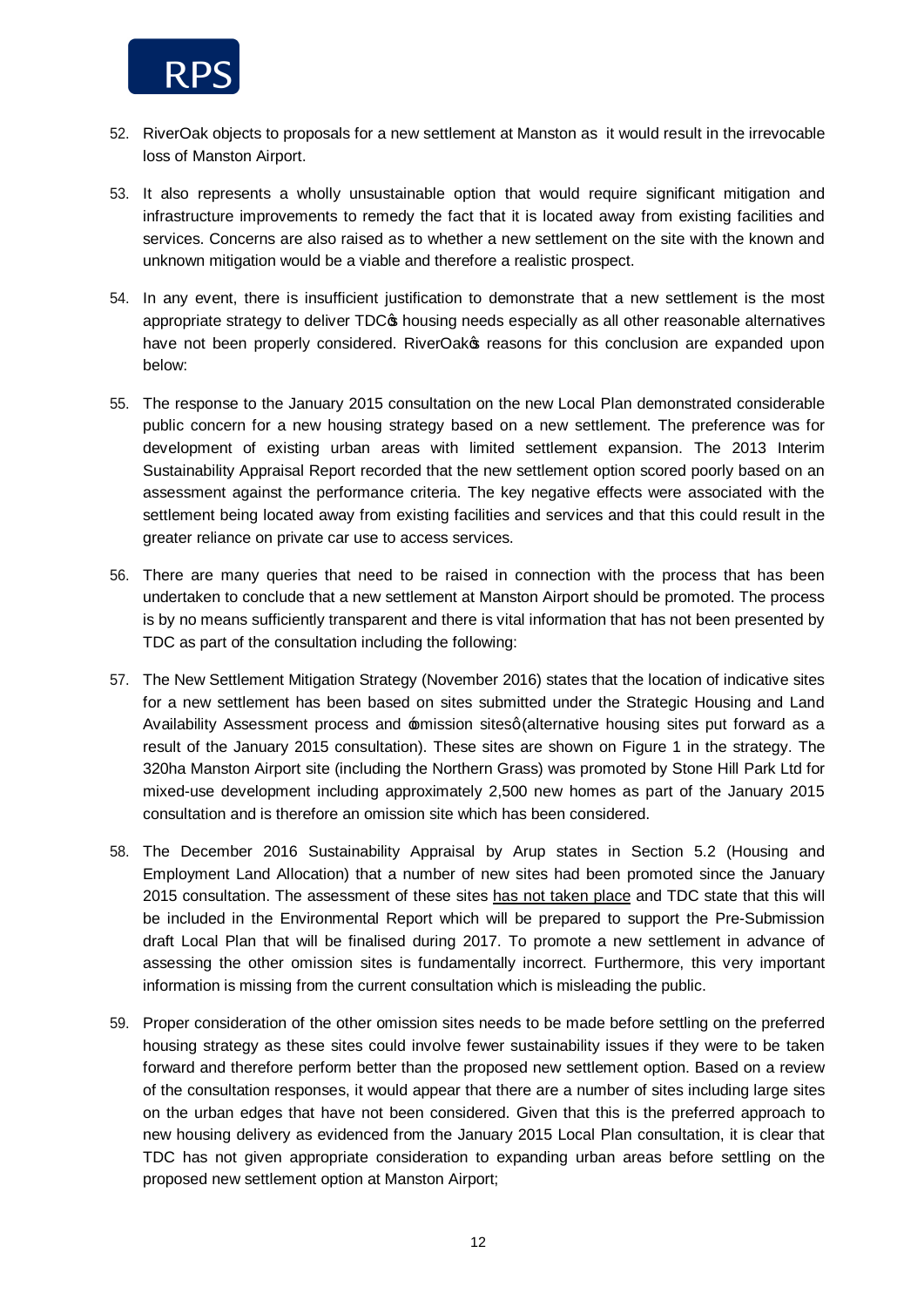52. RiverOak objects to proposals for a new settlement at Manston as it would result in the irrevocable loss of Manston Airport.

53. It also represents a wholly unsustainable option that would require significant mitigation and infrastructure improvements to remedy the fact that it is located away from existing facilities and services. Concerns are also raised as to whether a new settlement on the site with the known and unknown mitigation would be a viable and therefore a realistic prospect.

54. In any event, there is insufficient justification to demonstrate that a new settlement is the most appropriate strategy to deliver TDC's housing needs especially as all other reasonable alternatives have not been properly considered. RiverOak's reasons for this conclusion are expanded upon below:

55. The response to the January 2015 consultation on the new Local Plan demonstrated considerable public concern for a new housing strategy based on a new settlement. The preference was for development of existing urban areas with limited settlement expansion. The 2013 Interim Sustainability Appraisal Report recorded that the new settlement option scored poorly based on an assessment against the performance criteria. The key negative effects were associated with the settlement being located away from existing facilities and services and that this could result in the greater reliance on private car use to access services.

56. There are many queries that need to be raised in connection with the process that has been undertaken to conclude that a new settlement at Manston Airport should be promoted. The process is by no means sufficiently transparent and there is vital information that has not been presented by TDC as part of the consultation including the following:

57. The New Settlement Mitigation Strategy (November 2016) states that the location of indicative sites for a new settlement has been based on sites submitted under the Strategic Housing and Land Availability Assessment process and 'omission sites' (alternative housing sites put forward as a result of the January 2015 consultation). These sites are shown on Figure 1 in the strategy. The 320ha Manston Airport site (including the Northern Grass) was promoted by Stone Hill Park Ltd for mixed-use development including approximately 2,500 new homes as part of the January 2015 consultation and is therefore an omission site which has been considered.

58. The December 2016 Sustainability Appraisal by Arup states in Section 5.2 (Housing and Employment Land Allocation) that a number of new sites had been promoted since the January 2015 consultation. The assessment of these sites <u>has not taken place</u> and TDC state that this will be included in the Environmental Report which will be prepared to support the Pre-Submission draft Local Plan that will be finalised during 2017. To promote a new settlement in advance of assessing the other omission sites is fundamentally incorrect. Furthermore, this very important information is missing from the current consultation which is misleading the public.

59. Proper consideration of the other omission sites needs to be made before settling on the preferred housing strategy as these sites could involve fewer sustainability issues if they were to be taken forward and therefore perform better than the proposed new settlement option. Based on a review of the consultation responses, it would appear that there are a number of sites including large sites on the urban edges that have not been considered. Given that this is the preferred approach to new housing delivery as evidenced from the January 2015 Local Plan consultation, it is clear that TDC has not given appropriate consideration to expanding urban areas before settling on the proposed new settlement option at Manston Airport;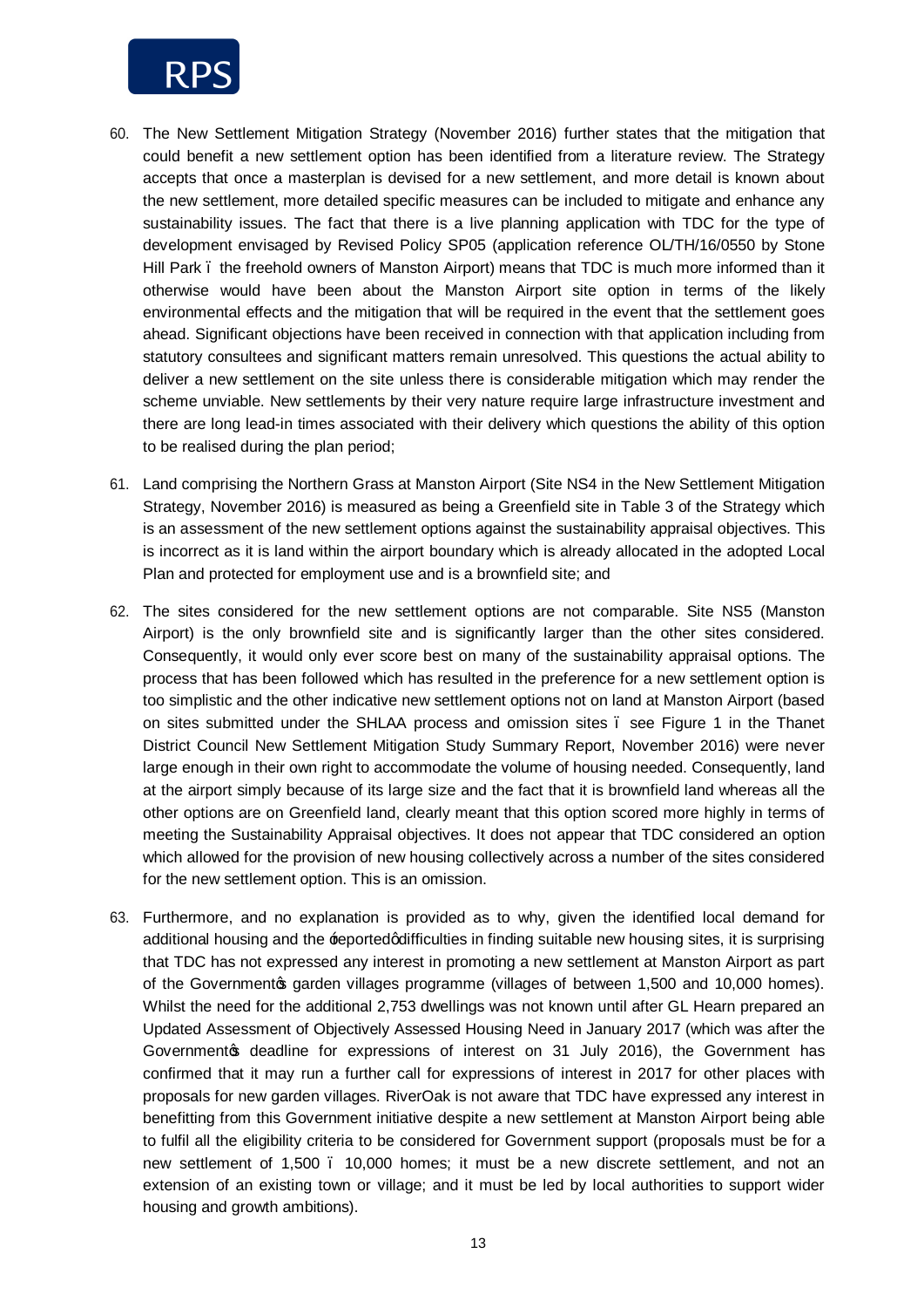60. The New Settlement Mitigation Strategy (November 2016) further states that the mitigation that could benefit a new settlement option has been identified from a literature review. The Strategy accepts that once a masterplan is devised for a new settlement, and more detail is known about the new settlement, more detailed specific measures can be included to mitigate and enhance any sustainability issues. The fact that there is a live planning application with TDC for the type of development envisaged by Revised Policy SP05 (application reference OL/TH/16/0550 by Stone Hill Park – the freehold owners of Manston Airport) means that TDC is much more informed than it otherwise would have been about the Manston Airport site option in terms of the likely environmental effects and the mitigation that will be required in the event that the settlement goes ahead. Significant objections have been received in connection with that application including from statutory consultees and significant matters remain unresolved. This questions the actual ability to deliver a new settlement on the site unless there is considerable mitigation which may render the scheme unviable. New settlements by their very nature require large infrastructure investment and there are long lead-in times associated with their delivery which questions the ability of this option to be realised during the plan period;

61. Land comprising the Northern Grass at Manston Airport (Site NS4 in the New Settlement Mitigation Strategy, November 2016) is measured as being a Greenfield site in Table 3 of the Strategy which is an assessment of the new settlement options against the sustainability appraisal objectives. This is incorrect as it is land within the airport boundary which is already allocated in the adopted Local Plan and protected for employment use and is a brownfield site; and

62. The sites considered for the new settlement options are not comparable. Site NS5 (Manston Airport) is the only brownfield site and is significantly larger than the other sites considered. Consequently, it would only ever score best on many of the sustainability appraisal options. The process that has been followed which has resulted in the preference for a new settlement option is too simplistic and the other indicative new settlement options not on land at Manston Airport (based on sites submitted under the SHLAA process and omission sites – see Figure 1 in the Thanet District Council New Settlement Mitigation Study Summary Report, November 2016) were never large enough in their own right to accommodate the volume of housing needed. Consequently, land at the airport simply because of its large size and the fact that it is brownfield land whereas all the other options are on Greenfield land, clearly meant that this option scored more highly in terms of meeting the Sustainability Appraisal objectives. It does not appear that TDC considered an option which allowed for the provision of new housing collectively across a number of the sites considered for the new settlement option. This is an omission.

63. Furthermore, and no explanation is provided as to why, given the identified local demand for additional housing and the 'reported' difficulties in finding suitable new housing sites, it is surprising that TDC has not expressed any interest in promoting a new settlement at Manston Airport as part of the Government's garden villages programme (villages of between 1,500 and 10,000 homes). Whilst the need for the additional 2,753 dwellings was not known until after GL Hearn prepared an Updated Assessment of Objectively Assessed Housing Need in January 2017 (which was after the Government's deadline for expressions of interest on 31 July 2016), the Government has confirmed that it may run a further call for expressions of interest in 2017 for other places with proposals for new garden villages. RiverOak is not aware that TDC have expressed any interest in benefitting from this Government initiative despite a new settlement at Manston Airport being able to fulfil all the eligibility criteria to be considered for Government support (proposals must be for a new settlement of 1,500 – 10,000 homes; it must be a new discrete settlement, and not an extension of an existing town or village; and it must be led by local authorities to support wider housing and growth ambitions).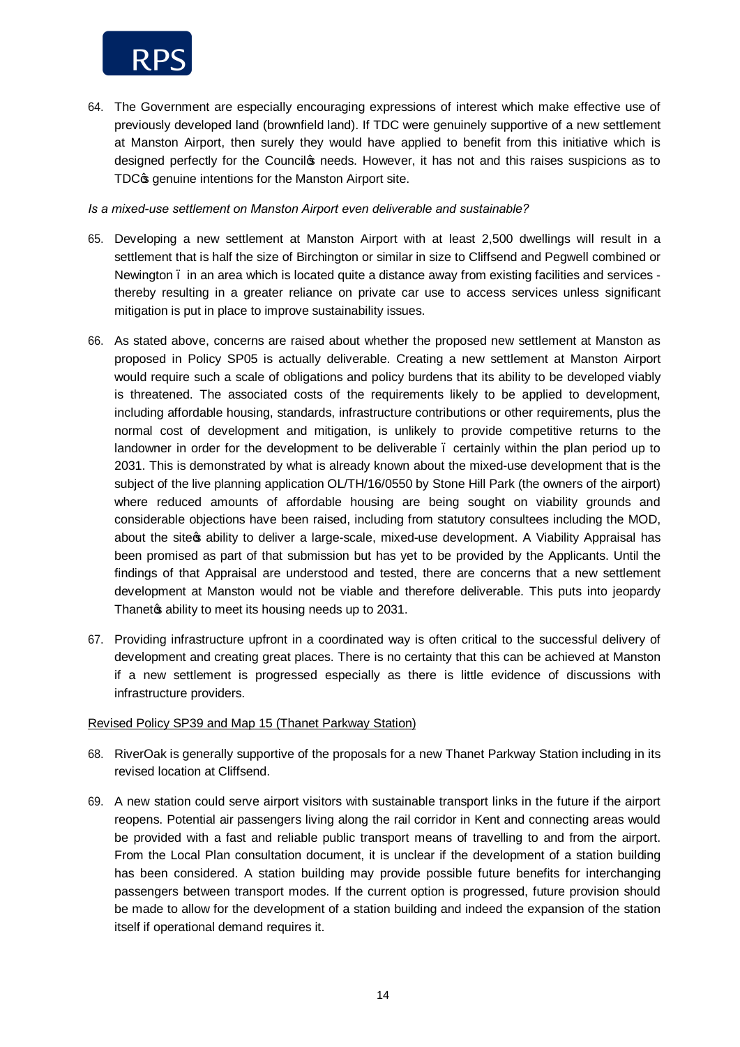64. The Government are especially encouraging expressions of interest which make effective use of previously developed land (brownfield land). If TDC were genuinely supportive of a new settlement at Manston Airport, then surely they would have applied to benefit from this initiative which is designed perfectly for the Council's needs. However, it has not and this raises suspicions as to TDC's genuine intentions for the Manston Airport site.

*Is a mixed-use settlement on Manston Airport even deliverable and sustainable?*

65. Developing a new settlement at Manston Airport with at least 2,500 dwellings will result in a settlement that is half the size of Birchington or similar in size to Cliffsend and Pegwell combined or Newington – in an area which is located quite a distance away from existing facilities and services - thereby resulting in a greater reliance on private car use to access services unless significant mitigation is put in place to improve sustainability issues.

66. As stated above, concerns are raised about whether the proposed new settlement at Manston as proposed in Policy SP05 is actually deliverable. Creating a new settlement at Manston Airport would require such a scale of obligations and policy burdens that its ability to be developed viably is threatened. The associated costs of the requirements likely to be applied to development, including affordable housing, standards, infrastructure contributions or other requirements, plus the normal cost of development and mitigation, is unlikely to provide competitive returns to the landowner in order for the development to be deliverable – certainly within the plan period up to 2031. This is demonstrated by what is already known about the mixed-use development that is the subject of the live planning application OL/TH/16/0550 by Stone Hill Park (the owners of the airport) where reduced amounts of affordable housing are being sought on viability grounds and considerable objections have been raised, including from statutory consultees including the MOD, about the site's ability to deliver a large-scale, mixed-use development. A Viability Appraisal has been promised as part of that submission but has yet to be provided by the Applicants. Until the findings of that Appraisal are understood and tested, there are concerns that a new settlement development at Manston would not be viable and therefore deliverable. This puts into jeopardy Thanet's ability to meet its housing needs up to 2031.

67. Providing infrastructure upfront in a coordinated way is often critical to the successful delivery of development and creating great places. There is no certainty that this can be achieved at Manston if a new settlement is progressed especially as there is little evidence of discussions with infrastructure providers.

<u>Revised Policy SP39 and Map 15 (Thanet Parkway Station)</u>

68. RiverOak is generally supportive of the proposals for a new Thanet Parkway Station including in its revised location at Cliffsend.

69. A new station could serve airport visitors with sustainable transport links in the future if the airport reopens. Potential air passengers living along the rail corridor in Kent and connecting areas would be provided with a fast and reliable public transport means of travelling to and from the airport. From the Local Plan consultation document, it is unclear if the development of a station building has been considered. A station building may provide possible future benefits for interchanging passengers between transport modes. If the current option is progressed, future provision should be made to allow for the development of a station building and indeed the expansion of the station itself if operational demand requires it.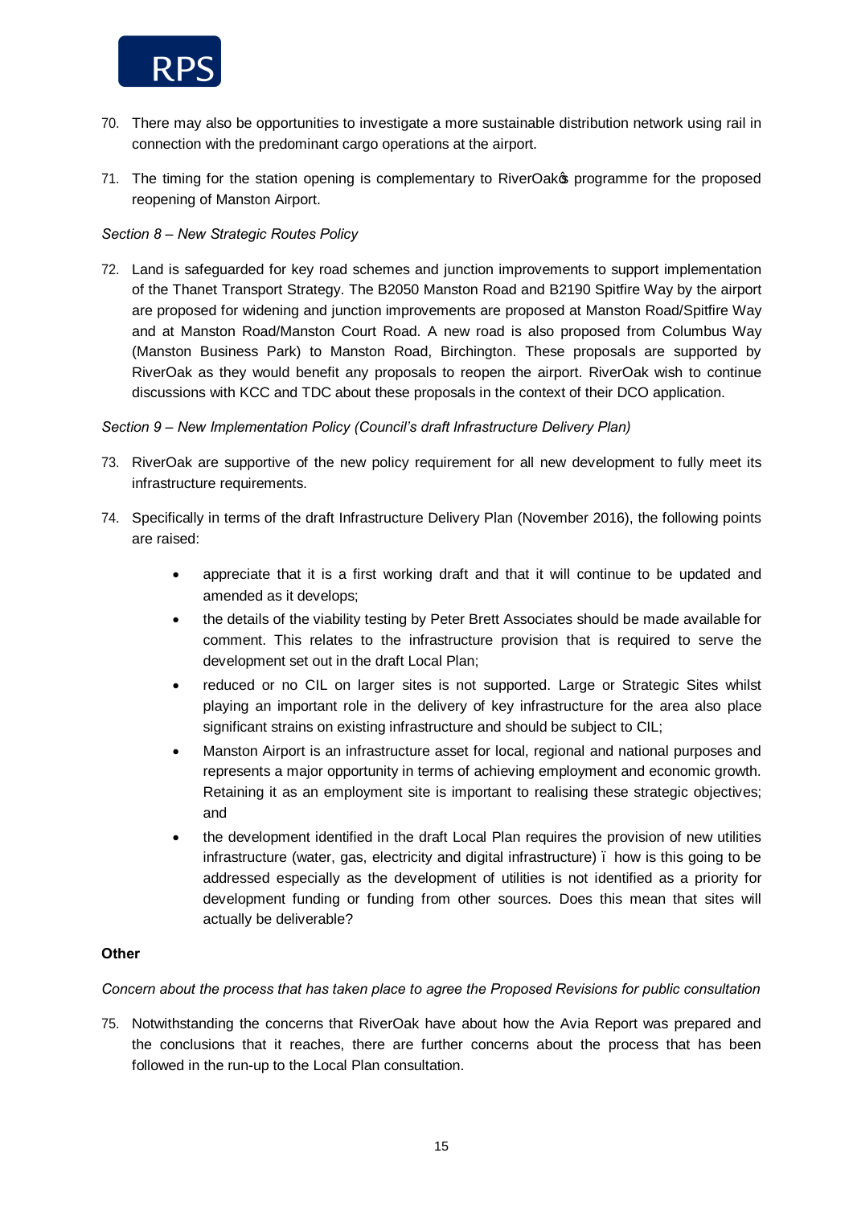70. There may also be opportunities to investigate a more sustainable distribution network using rail in connection with the predominant cargo operations at the airport.

71. The timing for the station opening is complementary to RiverOak's programme for the proposed reopening of Manston Airport.

*Section 8 – New Strategic Routes Policy*

72. Land is safeguarded for key road schemes and junction improvements to support implementation of the Thanet Transport Strategy. The B2050 Manston Road and B2190 Spitfire Way by the airport are proposed for widening and junction improvements are proposed at Manston Road/Spitfire Way and at Manston Road/Manston Court Road. A new road is also proposed from Columbus Way (Manston Business Park) to Manston Road, Birchington. These proposals are supported by RiverOak as they would benefit any proposals to reopen the airport. RiverOak wish to continue discussions with KCC and TDC about these proposals in the context of their DCO application.

*Section 9 – New Implementation Policy (Council's draft Infrastructure Delivery Plan)*

73. RiverOak are supportive of the new policy requirement for all new development to fully meet its infrastructure requirements.

74. Specifically in terms of the draft Infrastructure Delivery Plan (November 2016), the following points are raised:

    - appreciate that it is a first working draft and that it will continue to be updated and amended as it develops;
    - the details of the viability testing by Peter Brett Associates should be made available for comment. This relates to the infrastructure provision that is required to serve the development set out in the draft Local Plan;
    - reduced or no CIL on larger sites is not supported. Large or Strategic Sites whilst playing an important role in the delivery of key infrastructure for the area also place significant strains on existing infrastructure and should be subject to CIL;
    - Manston Airport is an infrastructure asset for local, regional and national purposes and represents a major opportunity in terms of achieving employment and economic growth. Retaining it as an employment site is important to realising these strategic objectives; and
    - the development identified in the draft Local Plan requires the provision of new utilities infrastructure (water, gas, electricity and digital infrastructure) – how is this going to be addressed especially as the development of utilities is not identified as a priority for development funding or funding from other sources. Does this mean that sites will actually be deliverable?

**Other**

*Concern about the process that has taken place to agree the Proposed Revisions for public consultation*

75. Notwithstanding the concerns that RiverOak have about how the Avia Report was prepared and the conclusions that it reaches, there are further concerns about the process that has been followed in the run-up to the Local Plan consultation.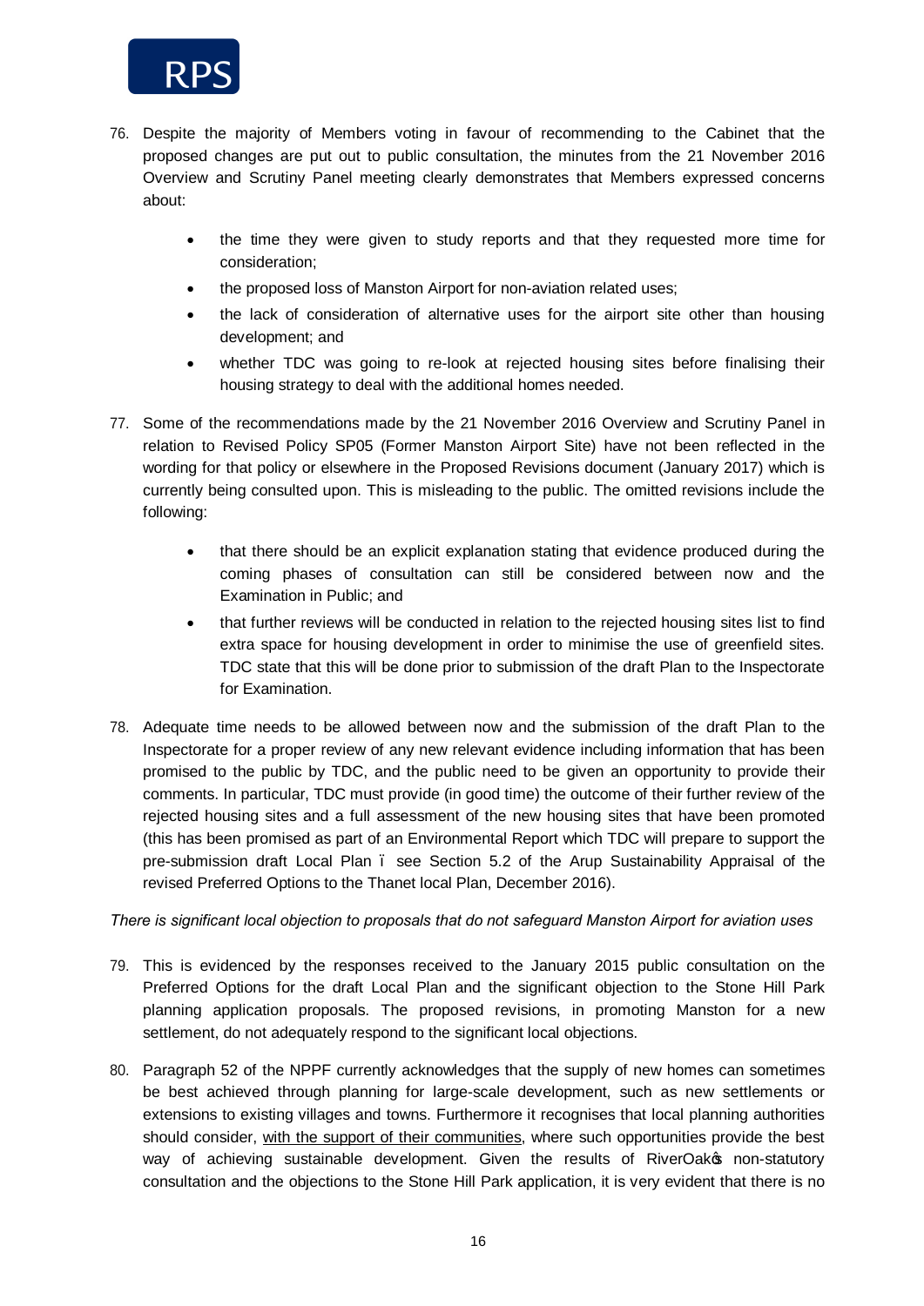76. Despite the majority of Members voting in favour of recommending to the Cabinet that the proposed changes are put out to public consultation, the minutes from the 21 November 2016 Overview and Scrutiny Panel meeting clearly demonstrates that Members expressed concerns about:

    - the time they were given to study reports and that they requested more time for consideration;
    - the proposed loss of Manston Airport for non-aviation related uses;
    - the lack of consideration of alternative uses for the airport site other than housing development; and
    - whether TDC was going to re-look at rejected housing sites before finalising their housing strategy to deal with the additional homes needed.

77. Some of the recommendations made by the 21 November 2016 Overview and Scrutiny Panel in relation to Revised Policy SP05 (Former Manston Airport Site) have not been reflected in the wording for that policy or elsewhere in the Proposed Revisions document (January 2017) which is currently being consulted upon. This is misleading to the public. The omitted revisions include the following:

    - that there should be an explicit explanation stating that evidence produced during the coming phases of consultation can still be considered between now and the Examination in Public; and
    - that further reviews will be conducted in relation to the rejected housing sites list to find extra space for housing development in order to minimise the use of greenfield sites. TDC state that this will be done prior to submission of the draft Plan to the Inspectorate for Examination.

78. Adequate time needs to be allowed between now and the submission of the draft Plan to the Inspectorate for a proper review of any new relevant evidence including information that has been promised to the public by TDC, and the public need to be given an opportunity to provide their comments. In particular, TDC must provide (in good time) the outcome of their further review of the rejected housing sites and a full assessment of the new housing sites that have been promoted (this has been promised as part of an Environmental Report which TDC will prepare to support the pre-submission draft Local Plan – see Section 5.2 of the Arup Sustainability Appraisal of the revised Preferred Options to the Thanet local Plan, December 2016).

*There is significant local objection to proposals that do not safeguard Manston Airport for aviation uses*

79. This is evidenced by the responses received to the January 2015 public consultation on the Preferred Options for the draft Local Plan and the significant objection to the Stone Hill Park planning application proposals. The proposed revisions, in promoting Manston for a new settlement, do not adequately respond to the significant local objections.

80. Paragraph 52 of the NPPF currently acknowledges that the supply of new homes can sometimes be best achieved through planning for large-scale development, such as new settlements or extensions to existing villages and towns. Furthermore it recognises that local planning authorities should consider, <u>with the support of their communities</u>, where such opportunities provide the best way of achieving sustainable development. Given the results of RiverOak's non-statutory consultation and the objections to the Stone Hill Park application, it is very evident that there is no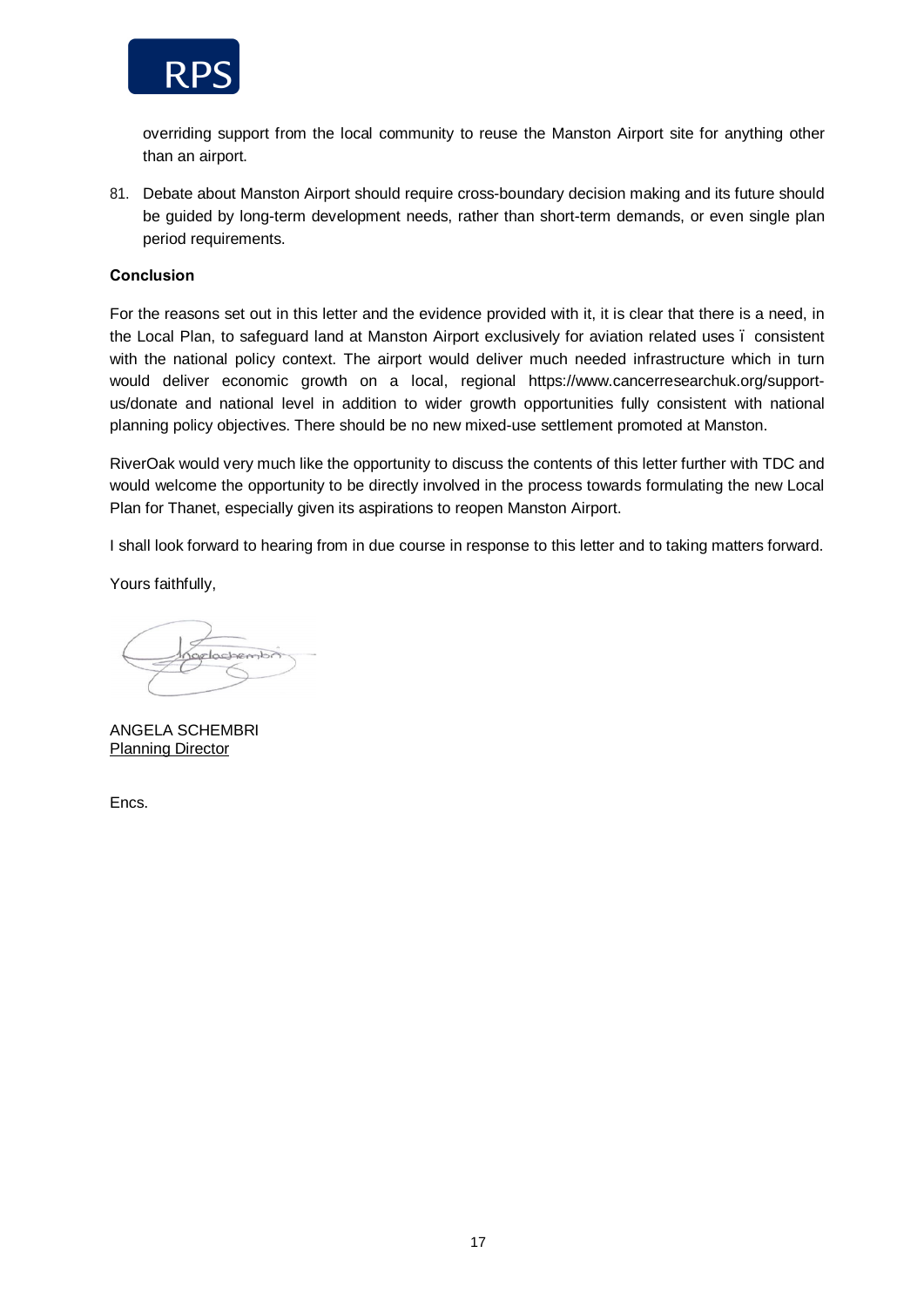overriding support from the local community to reuse the Manston Airport site for anything other than an airport.

81. Debate about Manston Airport should require cross-boundary decision making and its future should be guided by long-term development needs, rather than short-term demands, or even single plan period requirements.

**Conclusion**

For the reasons set out in this letter and the evidence provided with it, it is clear that there is a need, in the Local Plan, to safeguard land at Manston Airport exclusively for aviation related uses – consistent with the national policy context. The airport would deliver much needed infrastructure which in turn would deliver economic growth on a local, regional https://www.cancerresearchuk.org/support-us/donate and national level in addition to wider growth opportunities fully consistent with national planning policy objectives. There should be no new mixed-use settlement promoted at Manston.

RiverOak would very much like the opportunity to discuss the contents of this letter further with TDC and would welcome the opportunity to be directly involved in the process towards formulating the new Local Plan for Thanet, especially given its aspirations to reopen Manston Airport.

I shall look forward to hearing from in due course in response to this letter and to taking matters forward.

Yours faithfully,

ANGELA SCHEMBRI
Planning Director

Encs.